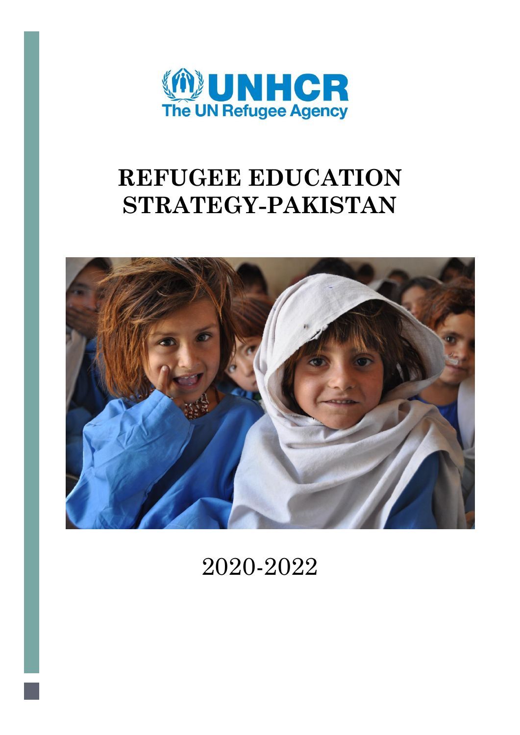UNHCR
The UN Refugee Agency

# REFUGEE EDUCATION STRATEGY-PAKISTAN

2020-2022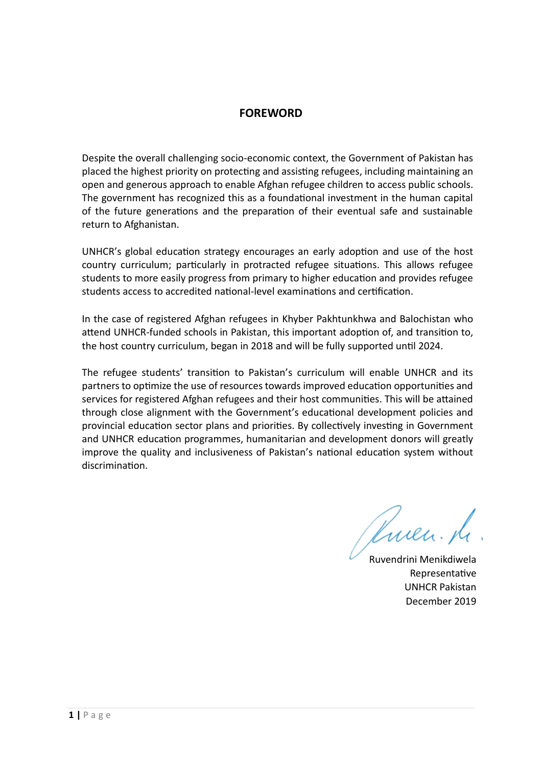## FOREWORD

Despite the overall challenging socio-economic context, the Government of Pakistan has placed the highest priority on protecting and assisting refugees, including maintaining an open and generous approach to enable Afghan refugee children to access public schools. The government has recognized this as a foundational investment in the human capital of the future generations and the preparation of their eventual safe and sustainable return to Afghanistan.

UNHCR's global education strategy encourages an early adoption and use of the host country curriculum; particularly in protracted refugee situations. This allows refugee students to more easily progress from primary to higher education and provides refugee students access to accredited national-level examinations and certification.

In the case of registered Afghan refugees in Khyber Pakhtunkhwa and Balochistan who attend UNHCR-funded schools in Pakistan, this important adoption of, and transition to, the host country curriculum, began in 2018 and will be fully supported until 2024.

The refugee students' transition to Pakistan's curriculum will enable UNHCR and its partners to optimize the use of resources towards improved education opportunities and services for registered Afghan refugees and their host communities. This will be attained through close alignment with the Government's educational development policies and provincial education sector plans and priorities. By collectively investing in Government and UNHCR education programmes, humanitarian and development donors will greatly improve the quality and inclusiveness of Pakistan's national education system without discrimination.

Ruvendrini Menikdiwela
Representative
UNHCR Pakistan
December 2019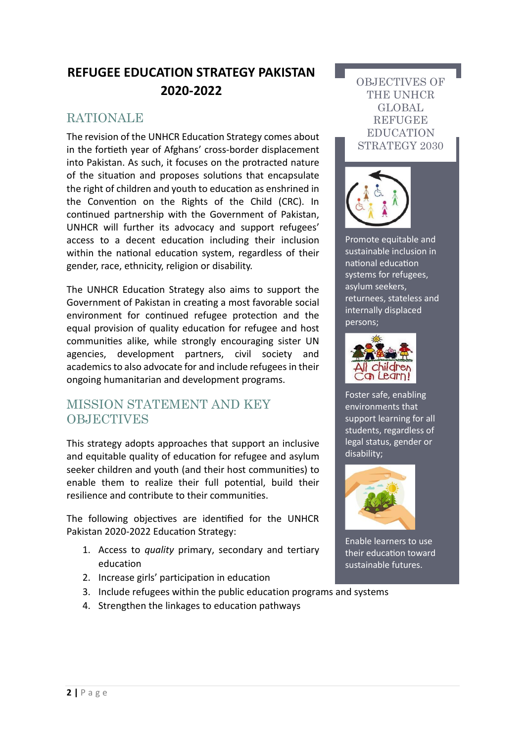# REFUGEE EDUCATION STRATEGY PAKISTAN 2020-2022

## RATIONALE

The revision of the UNHCR Education Strategy comes about in the fortieth year of Afghans' cross-border displacement into Pakistan. As such, it focuses on the protracted nature of the situation and proposes solutions that encapsulate the right of children and youth to education as enshrined in the Convention on the Rights of the Child (CRC). In continued partnership with the Government of Pakistan, UNHCR will further its advocacy and support refugees' access to a decent education including their inclusion within the national education system, regardless of their gender, race, ethnicity, religion or disability.

The UNHCR Education Strategy also aims to support the Government of Pakistan in creating a most favorable social environment for continued refugee protection and the equal provision of quality education for refugee and host communities alike, while strongly encouraging sister UN agencies, development partners, civil society and academics to also advocate for and include refugees in their ongoing humanitarian and development programs.

## MISSION STATEMENT AND KEY OBJECTIVES

This strategy adopts approaches that support an inclusive and equitable quality of education for refugee and asylum seeker children and youth (and their host communities) to enable them to realize their full potential, build their resilience and contribute to their communities.

The following objectives are identified for the UNHCR Pakistan 2020-2022 Education Strategy:

1. Access to *quality* primary, secondary and tertiary education
2. Increase girls' participation in education
3. Include refugees within the public education programs and systems
4. Strengthen the linkages to education pathways

### OBJECTIVES OF THE UNHCR GLOBAL REFUGEE EDUCATION STRATEGY 2030

Promote equitable and sustainable inclusion in national education systems for refugees, asylum seekers, returnees, stateless and internally displaced persons;

Foster safe, enabling environments that support learning for all students, regardless of legal status, gender or disability;

Enable learners to use their education toward sustainable futures.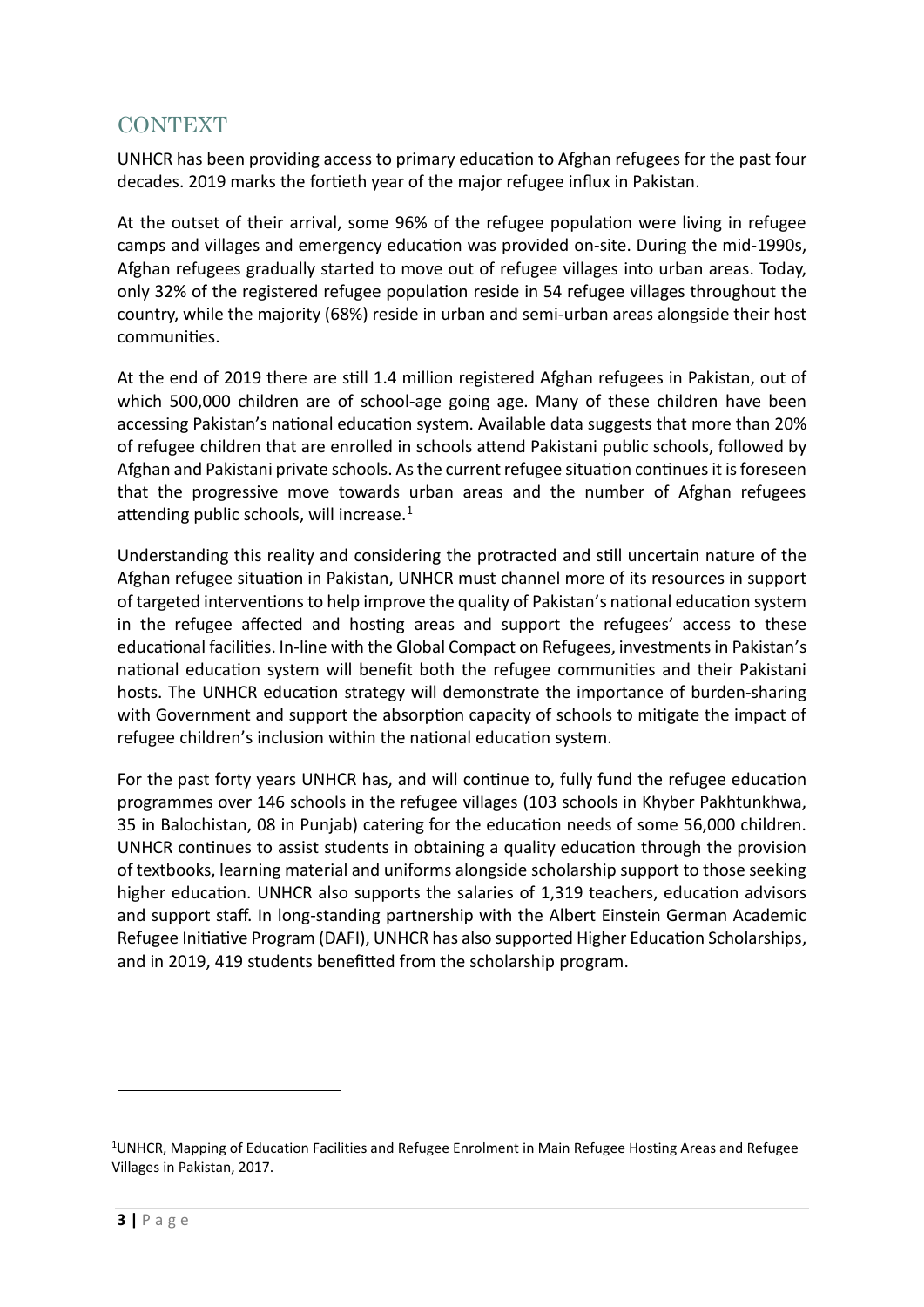## CONTEXT

UNHCR has been providing access to primary education to Afghan refugees for the past four decades. 2019 marks the fortieth year of the major refugee influx in Pakistan.

At the outset of their arrival, some 96% of the refugee population were living in refugee camps and villages and emergency education was provided on-site. During the mid-1990s, Afghan refugees gradually started to move out of refugee villages into urban areas. Today, only 32% of the registered refugee population reside in 54 refugee villages throughout the country, while the majority (68%) reside in urban and semi-urban areas alongside their host communities.

At the end of 2019 there are still 1.4 million registered Afghan refugees in Pakistan, out of which 500,000 children are of school-age going age. Many of these children have been accessing Pakistan's national education system. Available data suggests that more than 20% of refugee children that are enrolled in schools attend Pakistani public schools, followed by Afghan and Pakistani private schools. As the current refugee situation continues it is foreseen that the progressive move towards urban areas and the number of Afghan refugees attending public schools, will increase.[1]

Understanding this reality and considering the protracted and still uncertain nature of the Afghan refugee situation in Pakistan, UNHCR must channel more of its resources in support of targeted interventions to help improve the quality of Pakistan's national education system in the refugee affected and hosting areas and support the refugees' access to these educational facilities. In-line with the Global Compact on Refugees, investments in Pakistan's national education system will benefit both the refugee communities and their Pakistani hosts. The UNHCR education strategy will demonstrate the importance of burden-sharing with Government and support the absorption capacity of schools to mitigate the impact of refugee children's inclusion within the national education system.

For the past forty years UNHCR has, and will continue to, fully fund the refugee education programmes over 146 schools in the refugee villages (103 schools in Khyber Pakhtunkhwa, 35 in Balochistan, 08 in Punjab) catering for the education needs of some 56,000 children. UNHCR continues to assist students in obtaining a quality education through the provision of textbooks, learning material and uniforms alongside scholarship support to those seeking higher education. UNHCR also supports the salaries of 1,319 teachers, education advisors and support staff. In long-standing partnership with the Albert Einstein German Academic Refugee Initiative Program (DAFI), UNHCR has also supported Higher Education Scholarships, and in 2019, 419 students benefitted from the scholarship program.

---

[1] UNHCR, Mapping of Education Facilities and Refugee Enrolment in Main Refugee Hosting Areas and Refugee Villages in Pakistan, 2017.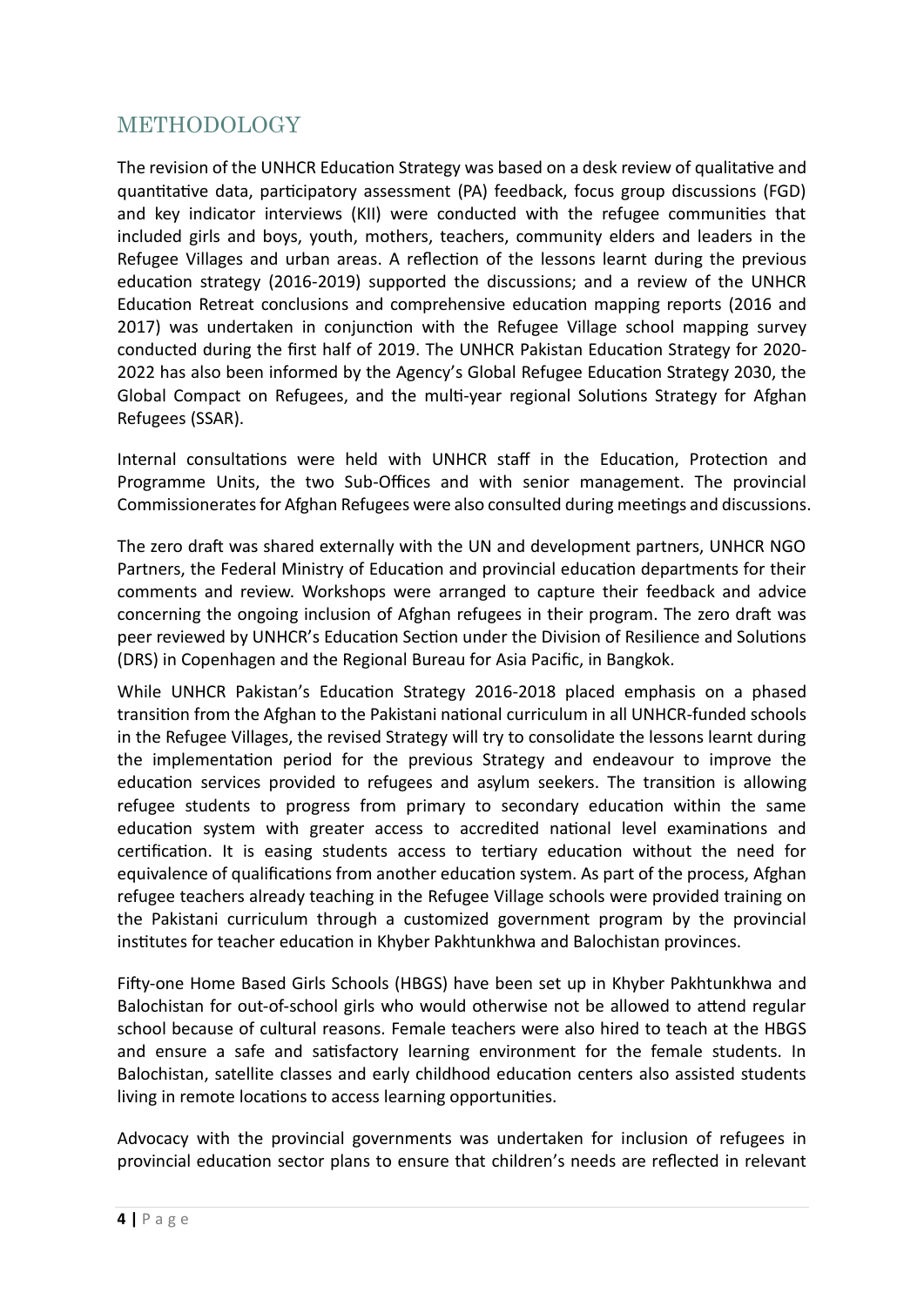## METHODOLOGY

The revision of the UNHCR Education Strategy was based on a desk review of qualitative and quantitative data, participatory assessment (PA) feedback, focus group discussions (FGD) and key indicator interviews (KII) were conducted with the refugee communities that included girls and boys, youth, mothers, teachers, community elders and leaders in the Refugee Villages and urban areas. A reflection of the lessons learnt during the previous education strategy (2016-2019) supported the discussions; and a review of the UNHCR Education Retreat conclusions and comprehensive education mapping reports (2016 and 2017) was undertaken in conjunction with the Refugee Village school mapping survey conducted during the first half of 2019. The UNHCR Pakistan Education Strategy for 2020-2022 has also been informed by the Agency's Global Refugee Education Strategy 2030, the Global Compact on Refugees, and the multi-year regional Solutions Strategy for Afghan Refugees (SSAR).

Internal consultations were held with UNHCR staff in the Education, Protection and Programme Units, the two Sub-Offices and with senior management. The provincial Commissionerates for Afghan Refugees were also consulted during meetings and discussions.

The zero draft was shared externally with the UN and development partners, UNHCR NGO Partners, the Federal Ministry of Education and provincial education departments for their comments and review. Workshops were arranged to capture their feedback and advice concerning the ongoing inclusion of Afghan refugees in their program. The zero draft was peer reviewed by UNHCR's Education Section under the Division of Resilience and Solutions (DRS) in Copenhagen and the Regional Bureau for Asia Pacific, in Bangkok.

While UNHCR Pakistan's Education Strategy 2016-2018 placed emphasis on a phased transition from the Afghan to the Pakistani national curriculum in all UNHCR-funded schools in the Refugee Villages, the revised Strategy will try to consolidate the lessons learnt during the implementation period for the previous Strategy and endeavour to improve the education services provided to refugees and asylum seekers. The transition is allowing refugee students to progress from primary to secondary education within the same education system with greater access to accredited national level examinations and certification. It is easing students access to tertiary education without the need for equivalence of qualifications from another education system. As part of the process, Afghan refugee teachers already teaching in the Refugee Village schools were provided training on the Pakistani curriculum through a customized government program by the provincial institutes for teacher education in Khyber Pakhtunkhwa and Balochistan provinces.

Fifty-one Home Based Girls Schools (HBGS) have been set up in Khyber Pakhtunkhwa and Balochistan for out-of-school girls who would otherwise not be allowed to attend regular school because of cultural reasons. Female teachers were also hired to teach at the HBGS and ensure a safe and satisfactory learning environment for the female students. In Balochistan, satellite classes and early childhood education centers also assisted students living in remote locations to access learning opportunities.

Advocacy with the provincial governments was undertaken for inclusion of refugees in provincial education sector plans to ensure that children's needs are reflected in relevant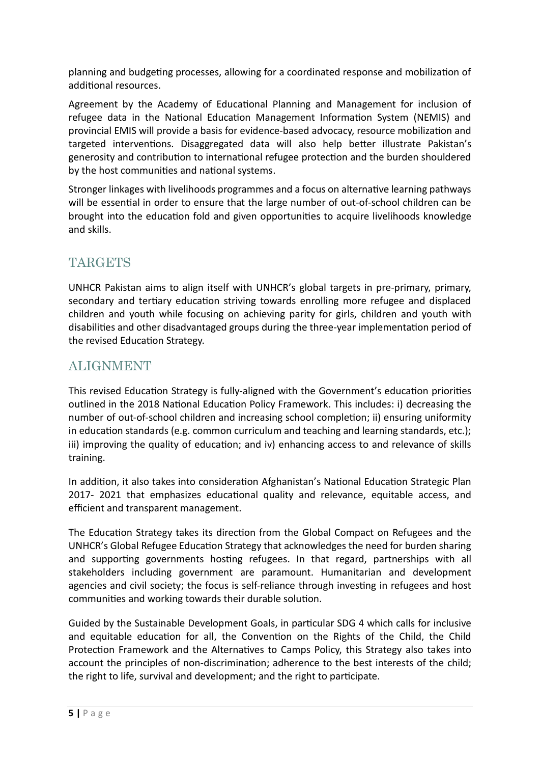planning and budgeting processes, allowing for a coordinated response and mobilization of additional resources.

Agreement by the Academy of Educational Planning and Management for inclusion of refugee data in the National Education Management Information System (NEMIS) and provincial EMIS will provide a basis for evidence-based advocacy, resource mobilization and targeted interventions. Disaggregated data will also help better illustrate Pakistan's generosity and contribution to international refugee protection and the burden shouldered by the host communities and national systems.

Stronger linkages with livelihoods programmes and a focus on alternative learning pathways will be essential in order to ensure that the large number of out-of-school children can be brought into the education fold and given opportunities to acquire livelihoods knowledge and skills.

## TARGETS

UNHCR Pakistan aims to align itself with UNHCR's global targets in pre-primary, primary, secondary and tertiary education striving towards enrolling more refugee and displaced children and youth while focusing on achieving parity for girls, children and youth with disabilities and other disadvantaged groups during the three-year implementation period of the revised Education Strategy.

## ALIGNMENT

This revised Education Strategy is fully-aligned with the Government's education priorities outlined in the 2018 National Education Policy Framework. This includes: i) decreasing the number of out-of-school children and increasing school completion; ii) ensuring uniformity in education standards (e.g. common curriculum and teaching and learning standards, etc.); iii) improving the quality of education; and iv) enhancing access to and relevance of skills training.

In addition, it also takes into consideration Afghanistan's National Education Strategic Plan 2017- 2021 that emphasizes educational quality and relevance, equitable access, and efficient and transparent management.

The Education Strategy takes its direction from the Global Compact on Refugees and the UNHCR's Global Refugee Education Strategy that acknowledges the need for burden sharing and supporting governments hosting refugees. In that regard, partnerships with all stakeholders including government are paramount. Humanitarian and development agencies and civil society; the focus is self-reliance through investing in refugees and host communities and working towards their durable solution.

Guided by the Sustainable Development Goals, in particular SDG 4 which calls for inclusive and equitable education for all, the Convention on the Rights of the Child, the Child Protection Framework and the Alternatives to Camps Policy, this Strategy also takes into account the principles of non-discrimination; adherence to the best interests of the child; the right to life, survival and development; and the right to participate.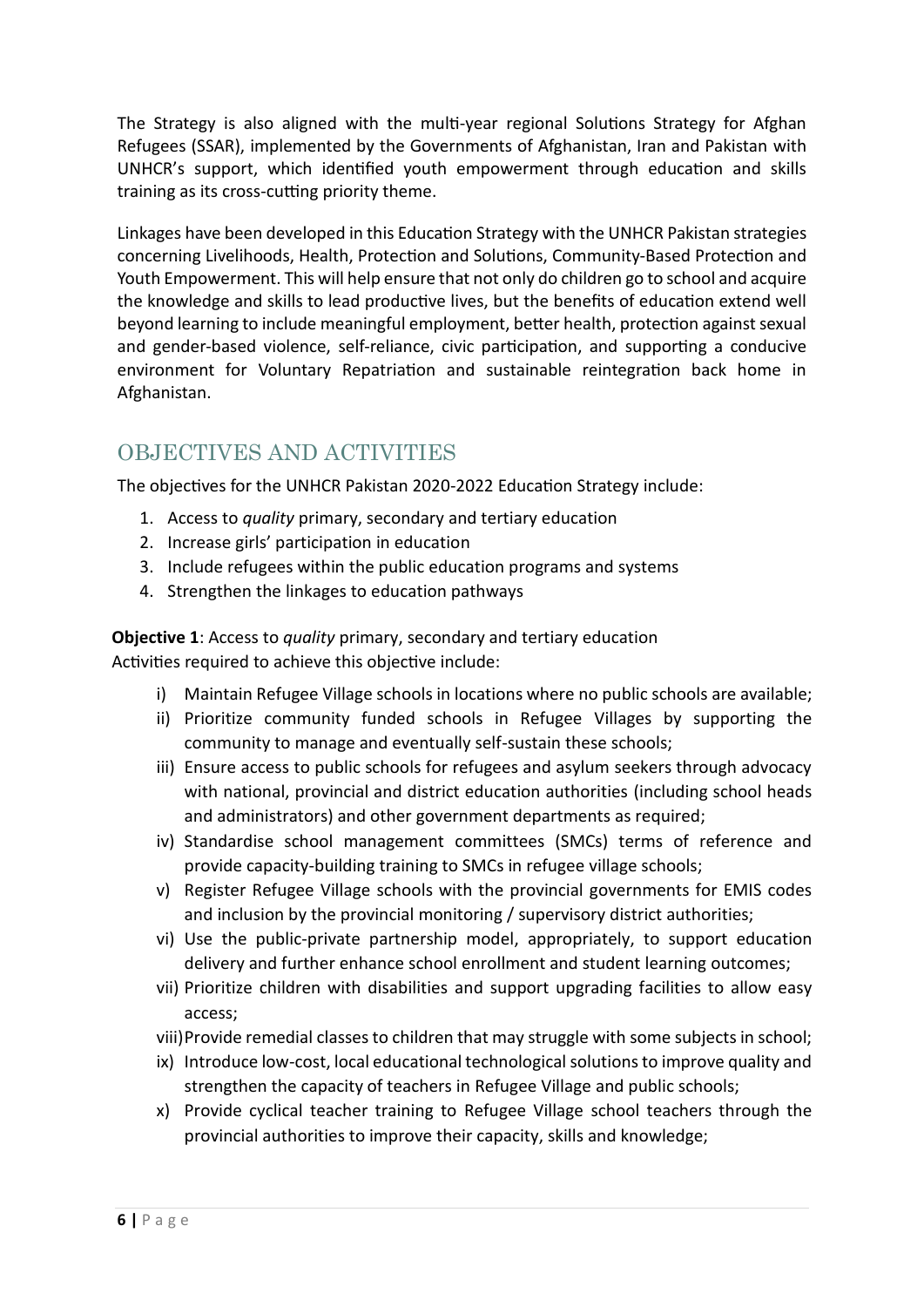The Strategy is also aligned with the multi-year regional Solutions Strategy for Afghan Refugees (SSAR), implemented by the Governments of Afghanistan, Iran and Pakistan with UNHCR's support, which identified youth empowerment through education and skills training as its cross-cutting priority theme.

Linkages have been developed in this Education Strategy with the UNHCR Pakistan strategies concerning Livelihoods, Health, Protection and Solutions, Community-Based Protection and Youth Empowerment. This will help ensure that not only do children go to school and acquire the knowledge and skills to lead productive lives, but the benefits of education extend well beyond learning to include meaningful employment, better health, protection against sexual and gender-based violence, self-reliance, civic participation, and supporting a conducive environment for Voluntary Repatriation and sustainable reintegration back home in Afghanistan.

## OBJECTIVES AND ACTIVITIES

The objectives for the UNHCR Pakistan 2020-2022 Education Strategy include:

1. Access to *quality* primary, secondary and tertiary education
2. Increase girls' participation in education
3. Include refugees within the public education programs and systems
4. Strengthen the linkages to education pathways

**Objective 1**: Access to *quality* primary, secondary and tertiary education
Activities required to achieve this objective include:

i) Maintain Refugee Village schools in locations where no public schools are available;
ii) Prioritize community funded schools in Refugee Villages by supporting the community to manage and eventually self-sustain these schools;
iii) Ensure access to public schools for refugees and asylum seekers through advocacy with national, provincial and district education authorities (including school heads and administrators) and other government departments as required;
iv) Standardise school management committees (SMCs) terms of reference and provide capacity-building training to SMCs in refugee village schools;
v) Register Refugee Village schools with the provincial governments for EMIS codes and inclusion by the provincial monitoring / supervisory district authorities;
vi) Use the public-private partnership model, appropriately, to support education delivery and further enhance school enrollment and student learning outcomes;
vii) Prioritize children with disabilities and support upgrading facilities to allow easy access;
viii) Provide remedial classes to children that may struggle with some subjects in school;
ix) Introduce low-cost, local educational technological solutions to improve quality and strengthen the capacity of teachers in Refugee Village and public schools;
x) Provide cyclical teacher training to Refugee Village school teachers through the provincial authorities to improve their capacity, skills and knowledge;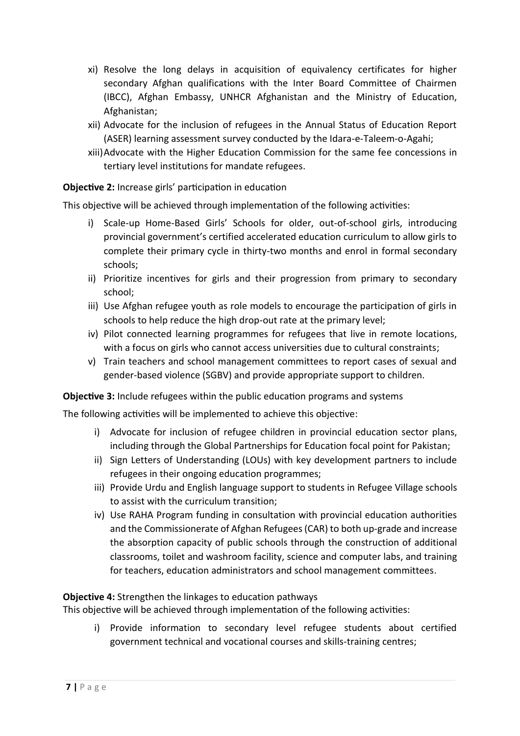xi) Resolve the long delays in acquisition of equivalency certificates for higher secondary Afghan qualifications with the Inter Board Committee of Chairmen (IBCC), Afghan Embassy, UNHCR Afghanistan and the Ministry of Education, Afghanistan;

xii) Advocate for the inclusion of refugees in the Annual Status of Education Report (ASER) learning assessment survey conducted by the Idara-e-Taleem-o-Agahi;

xiii) Advocate with the Higher Education Commission for the same fee concessions in tertiary level institutions for mandate refugees.

**Objective 2:** Increase girls' participation in education

This objective will be achieved through implementation of the following activities:

i) Scale-up Home-Based Girls' Schools for older, out-of-school girls, introducing provincial government's certified accelerated education curriculum to allow girls to complete their primary cycle in thirty-two months and enrol in formal secondary schools;

ii) Prioritize incentives for girls and their progression from primary to secondary school;

iii) Use Afghan refugee youth as role models to encourage the participation of girls in schools to help reduce the high drop-out rate at the primary level;

iv) Pilot connected learning programmes for refugees that live in remote locations, with a focus on girls who cannot access universities due to cultural constraints;

v) Train teachers and school management committees to report cases of sexual and gender-based violence (SGBV) and provide appropriate support to children.

**Objective 3:** Include refugees within the public education programs and systems

The following activities will be implemented to achieve this objective:

i) Advocate for inclusion of refugee children in provincial education sector plans, including through the Global Partnerships for Education focal point for Pakistan;

ii) Sign Letters of Understanding (LOUs) with key development partners to include refugees in their ongoing education programmes;

iii) Provide Urdu and English language support to students in Refugee Village schools to assist with the curriculum transition;

iv) Use RAHA Program funding in consultation with provincial education authorities and the Commissionerate of Afghan Refugees (CAR) to both up-grade and increase the absorption capacity of public schools through the construction of additional classrooms, toilet and washroom facility, science and computer labs, and training for teachers, education administrators and school management committees.

**Objective 4:** Strengthen the linkages to education pathways

This objective will be achieved through implementation of the following activities:

i) Provide information to secondary level refugee students about certified government technical and vocational courses and skills-training centres;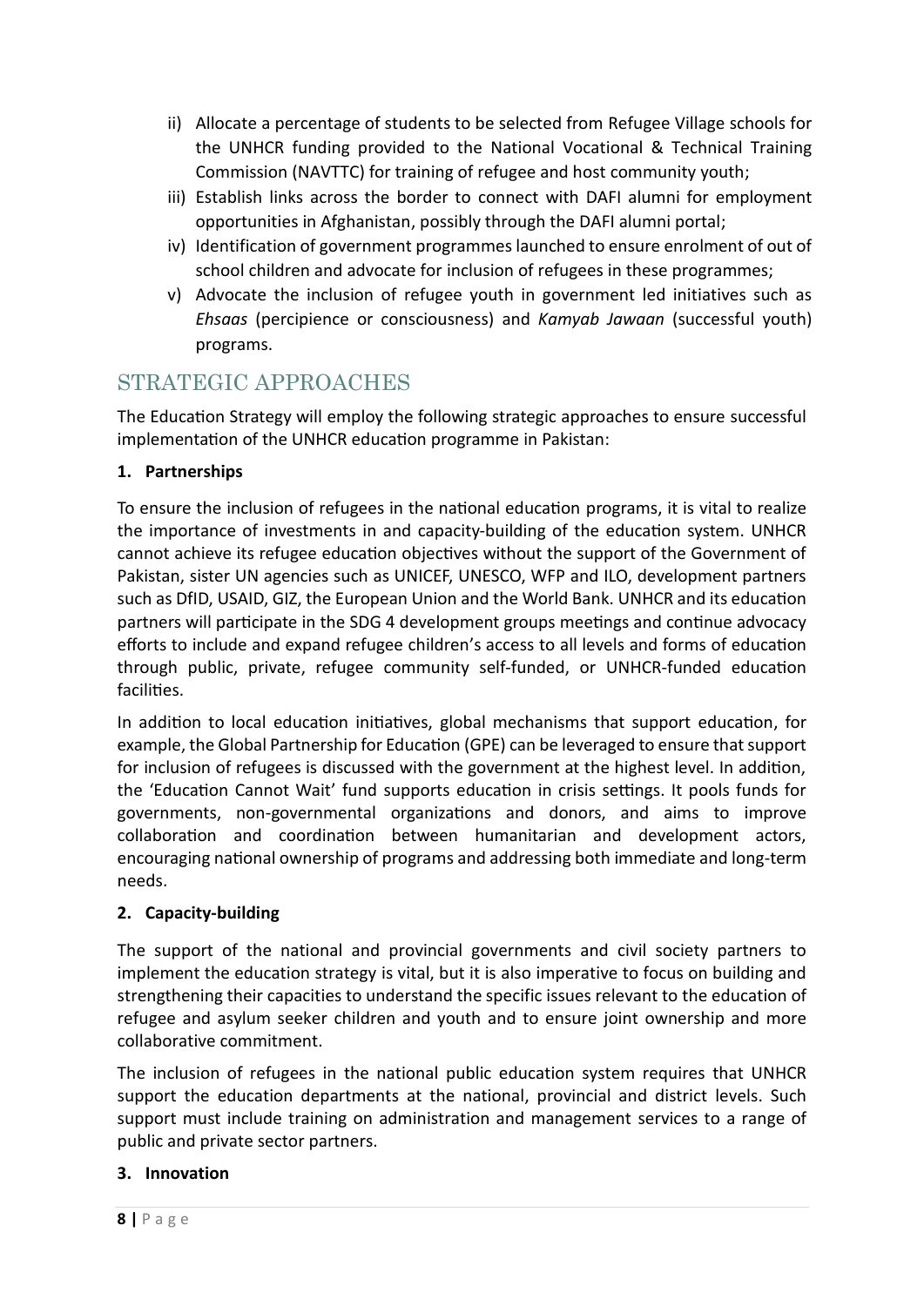ii) Allocate a percentage of students to be selected from Refugee Village schools for the UNHCR funding provided to the National Vocational & Technical Training Commission (NAVTTC) for training of refugee and host community youth;

iii) Establish links across the border to connect with DAFI alumni for employment opportunities in Afghanistan, possibly through the DAFI alumni portal;

iv) Identification of government programmes launched to ensure enrolment of out of school children and advocate for inclusion of refugees in these programmes;

v) Advocate the inclusion of refugee youth in government led initiatives such as *Ehsaas* (percipience or consciousness) and *Kamyab Jawaan* (successful youth) programs.

## STRATEGIC APPROACHES

The Education Strategy will employ the following strategic approaches to ensure successful implementation of the UNHCR education programme in Pakistan:

**1. Partnerships**

To ensure the inclusion of refugees in the national education programs, it is vital to realize the importance of investments in and capacity-building of the education system. UNHCR cannot achieve its refugee education objectives without the support of the Government of Pakistan, sister UN agencies such as UNICEF, UNESCO, WFP and ILO, development partners such as DfID, USAID, GIZ, the European Union and the World Bank. UNHCR and its education partners will participate in the SDG 4 development groups meetings and continue advocacy efforts to include and expand refugee children's access to all levels and forms of education through public, private, refugee community self-funded, or UNHCR-funded education facilities.

In addition to local education initiatives, global mechanisms that support education, for example, the Global Partnership for Education (GPE) can be leveraged to ensure that support for inclusion of refugees is discussed with the government at the highest level. In addition, the 'Education Cannot Wait' fund supports education in crisis settings. It pools funds for governments, non-governmental organizations and donors, and aims to improve collaboration and coordination between humanitarian and development actors, encouraging national ownership of programs and addressing both immediate and long-term needs.

**2. Capacity-building**

The support of the national and provincial governments and civil society partners to implement the education strategy is vital, but it is also imperative to focus on building and strengthening their capacities to understand the specific issues relevant to the education of refugee and asylum seeker children and youth and to ensure joint ownership and more collaborative commitment.

The inclusion of refugees in the national public education system requires that UNHCR support the education departments at the national, provincial and district levels. Such support must include training on administration and management services to a range of public and private sector partners.

**3. Innovation**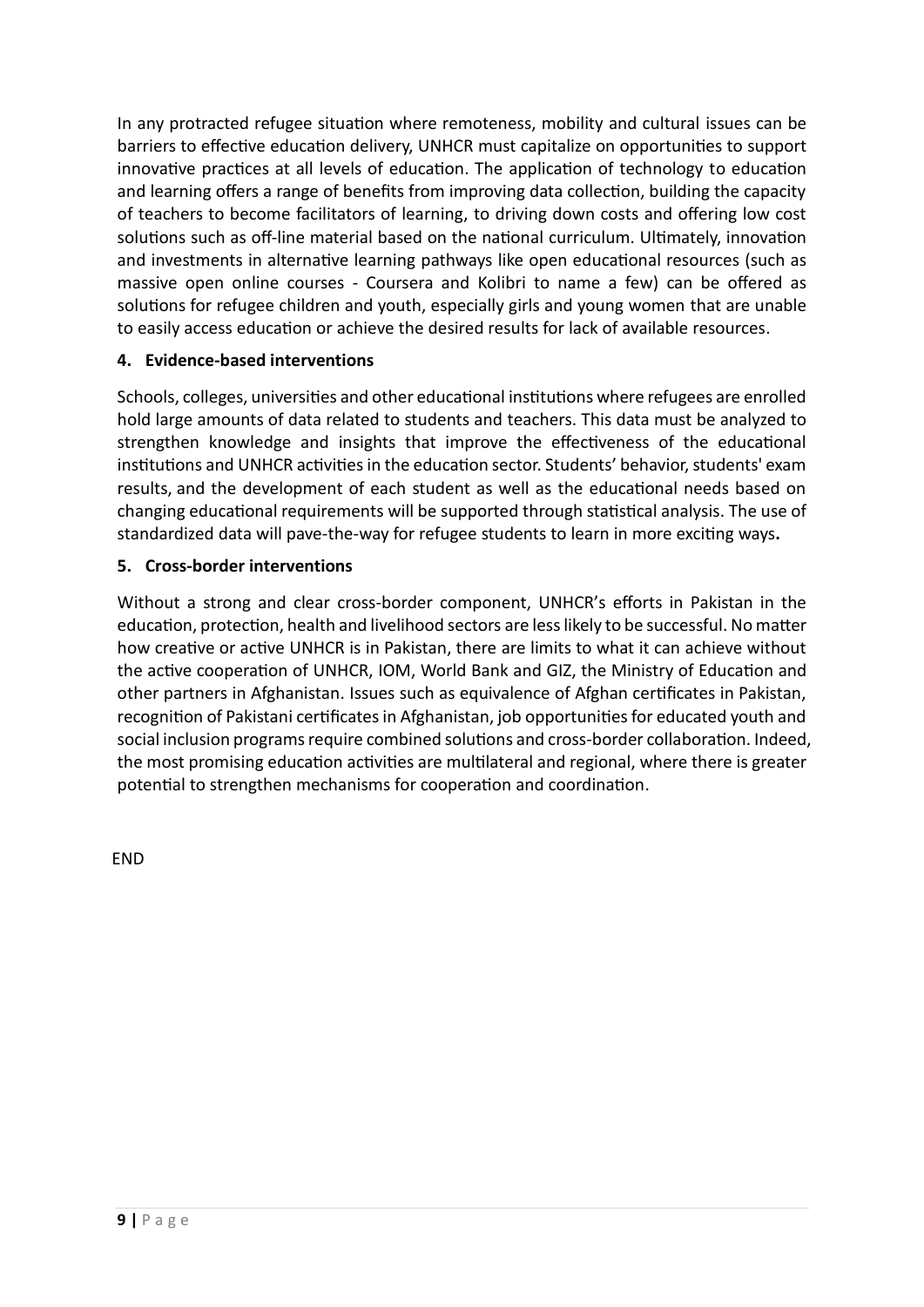In any protracted refugee situation where remoteness, mobility and cultural issues can be barriers to effective education delivery, UNHCR must capitalize on opportunities to support innovative practices at all levels of education. The application of technology to education and learning offers a range of benefits from improving data collection, building the capacity of teachers to become facilitators of learning, to driving down costs and offering low cost solutions such as off-line material based on the national curriculum. Ultimately, innovation and investments in alternative learning pathways like open educational resources (such as massive open online courses - Coursera and Kolibri to name a few) can be offered as solutions for refugee children and youth, especially girls and young women that are unable to easily access education or achieve the desired results for lack of available resources.

**4. Evidence-based interventions**

Schools, colleges, universities and other educational institutions where refugees are enrolled hold large amounts of data related to students and teachers. This data must be analyzed to strengthen knowledge and insights that improve the effectiveness of the educational institutions and UNHCR activities in the education sector. Students' behavior, students' exam results, and the development of each student as well as the educational needs based on changing educational requirements will be supported through statistical analysis. The use of standardized data will pave-the-way for refugee students to learn in more exciting ways**.**

**5. Cross-border interventions**

Without a strong and clear cross-border component, UNHCR's efforts in Pakistan in the education, protection, health and livelihood sectors are less likely to be successful. No matter how creative or active UNHCR is in Pakistan, there are limits to what it can achieve without the active cooperation of UNHCR, IOM, World Bank and GIZ, the Ministry of Education and other partners in Afghanistan. Issues such as equivalence of Afghan certificates in Pakistan, recognition of Pakistani certificates in Afghanistan, job opportunities for educated youth and social inclusion programs require combined solutions and cross-border collaboration. Indeed, the most promising education activities are multilateral and regional, where there is greater potential to strengthen mechanisms for cooperation and coordination.

END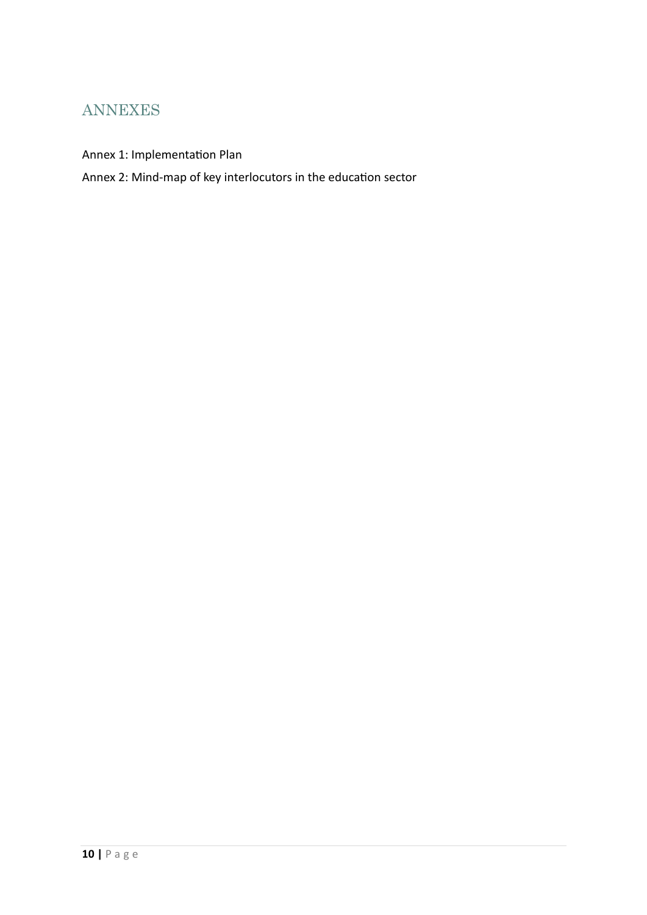## ANNEXES

Annex 1: Implementation Plan

Annex 2: Mind-map of key interlocutors in the education sector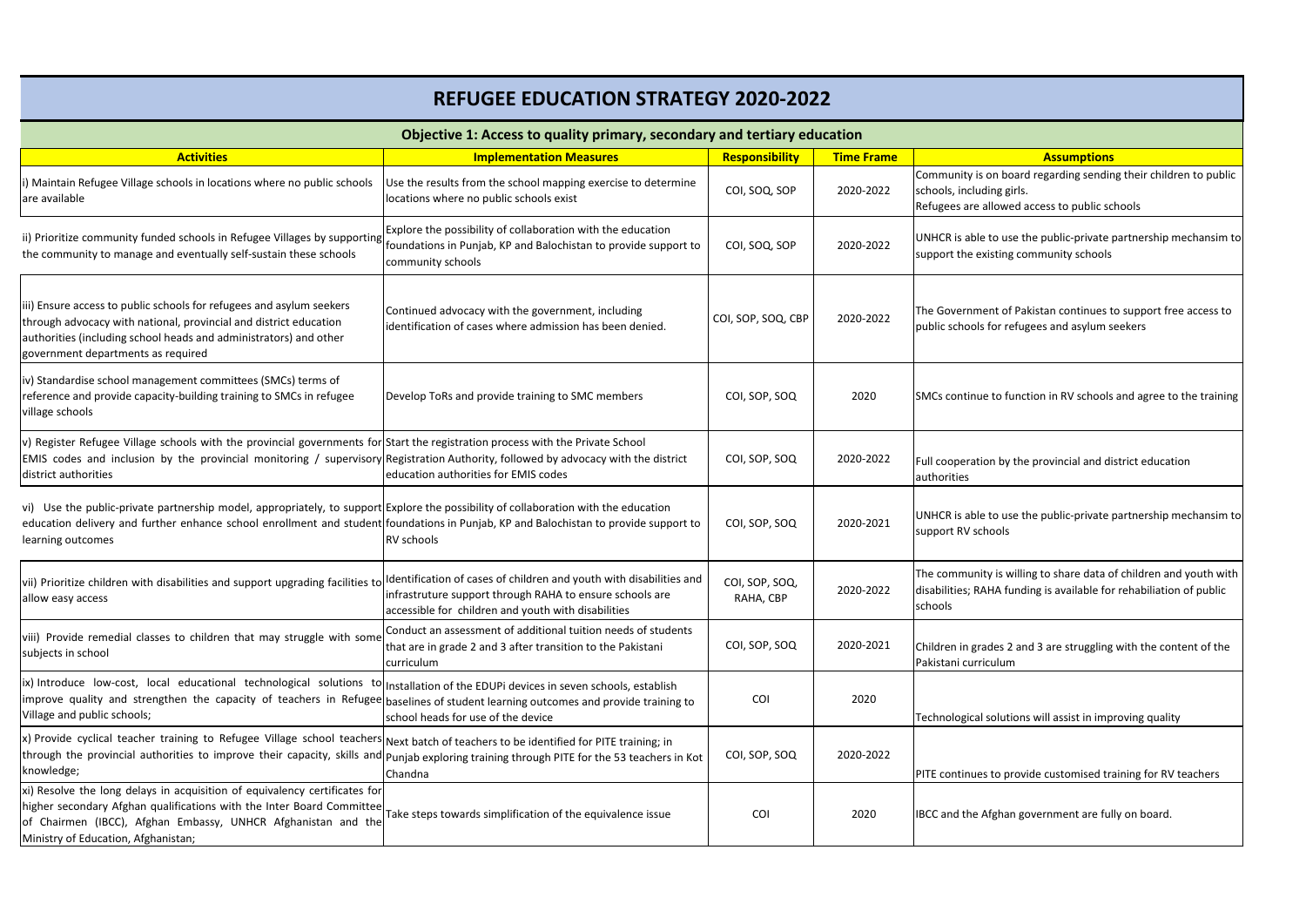# REFUGEE EDUCATION STRATEGY 2020-2022

## Objective 1: Access to quality primary, secondary and tertiary education

| Activities | Implementation Measures | Responsibility | Time Frame | Assumptions |
|---|---|---|---|---|
| i) Maintain Refugee Village schools in locations where no public schools are available | Use the results from the school mapping exercise to determine locations where no public schools exist | COI, SOQ, SOP | 2020-2022 | Community is on board regarding sending their children to public schools, including girls. Refugees are allowed access to public schools |
| ii) Prioritize community funded schools in Refugee Villages by supporting the community to manage and eventually self-sustain these schools | Explore the possibility of collaboration with the education foundations in Punjab, KP and Balochistan to provide support to community schools | COI, SOQ, SOP | 2020-2022 | UNHCR is able to use the public-private partnership mechansim to support the existing community schools |
| iii) Ensure access to public schools for refugees and asylum seekers through advocacy with national, provincial and district education authorities (including school heads and administrators) and other government departments as required | Continued advocacy with the government, including identification of cases where admission has been denied. | COI, SOP, SOQ, CBP | 2020-2022 | The Government of Pakistan continues to support free access to public schools for refugees and asylum seekers |
| iv) Standardise school management committees (SMCs) terms of reference and provide capacity-building training to SMCs in refugee village schools | Develop ToRs and provide training to SMC members | COI, SOP, SOQ | 2020 | SMCs continue to function in RV schools and agree to the training |
| v) Register Refugee Village schools with the provincial governments for EMIS codes and inclusion by the provincial monitoring / supervisory district authorities | Start the registration process with the Private School Registration Authority, followed by advocacy with the district education authorities for EMIS codes | COI, SOP, SOQ | 2020-2022 | Full cooperation by the provincial and district education authorities |
| vi) Use the public-private partnership model, appropriately, to support education delivery and further enhance school enrollment and student learning outcomes | Explore the possibility of collaboration with the education foundations in Punjab, KP and Balochistan to provide support to RV schools | COI, SOP, SOQ | 2020-2021 | UNHCR is able to use the public-private partnership mechansim to support RV schools |
| vii) Prioritize children with disabilities and support upgrading facilities to allow easy access | Identification of cases of children and youth with disabilities and infrastruture support through RAHA to ensure schools are accessible for children and youth with disabilities | COI, SOP, SOQ, RAHA, CBP | 2020-2022 | The community is willing to share data of children and youth with disabilities; RAHA funding is available for rehabiliation of public schools |
| viii) Provide remedial classes to children that may struggle with some subjects in school | Conduct an assessment of additional tuition needs of students that are in grade 2 and 3 after transition to the Pakistani curriculum | COI, SOP, SOQ | 2020-2021 | Children in grades 2 and 3 are struggling with the content of the Pakistani curriculum |
| ix) Introduce low-cost, local educational technological solutions to improve quality and strengthen the capacity of teachers in Refugee Village and public schools; | Installation of the EDUPi devices in seven schools, establish baselines of student learning outcomes and provide training to school heads for use of the device | COI | 2020 | Technological solutions will assist in improving quality |
| x) Provide cyclical teacher training to Refugee Village school teachers through the provincial authorities to improve their capacity, skills and knowledge; | Next batch of teachers to be identified for PITE training; in Punjab exploring training through PITE for the 53 teachers in Kot Chandna | COI, SOP, SOQ | 2020-2022 | PITE continues to provide customised training for RV teachers |
| xi) Resolve the long delays in acquisition of equivalency certificates for higher secondary Afghan qualifications with the Inter Board Committee of Chairmen (IBCC), Afghan Embassy, UNHCR Afghanistan and the Ministry of Education, Afghanistan; | Take steps towards simplification of the equivalence issue | COI | 2020 | IBCC and the Afghan government are fully on board. |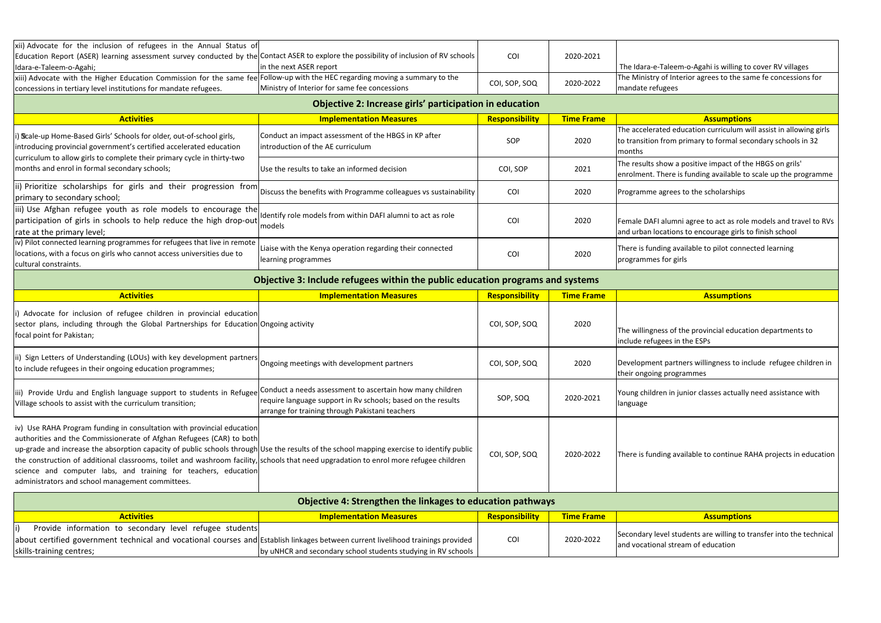| Activities | Implementation Measures | Responsibility | Time Frame | Assumptions |
|---|---|---|---|---|
| xii) Advocate for the inclusion of refugees in the Annual Status of Education Report (ASER) learning assessment survey conducted by the Idara-e-Taleem-o-Agahi; | Contact ASER to explore the possibility of inclusion of RV schools in the next ASER report | COI | 2020-2021 | The Idara-e-Taleem-o-Agahi is willing to cover RV villages |
| xiii) Advocate with the Higher Education Commission for the same fee concessions in tertiary level institutions for mandate refugees. | Follow-up with the HEC regarding moving a summary to the Ministry of Interior for same fee concessions | COI, SOP, SOQ | 2020-2022 | The Ministry of Interior agrees to the same fe concessions for mandate refugees |
| **Objective 2: Increase girls' participation in education** | | | | |
| **Activities** | **Implementation Measures** | **Responsibility** | **Time Frame** | **Assumptions** |
| i) Scale-up Home-Based Girls' Schools for older, out-of-school girls, introducing provincial government's certified accelerated education curriculum to allow girls to complete their primary cycle in thirty-two months and enrol in formal secondary schools; | Conduct an impact assessment of the HBGS in KP after introduction of the AE curriculum | SOP | 2020 | The accelerated education curriculum will assist in allowing girls to transition from primary to formal secondary schools in 32 months |
| | Use the results to take an informed decision | COI, SOP | 2021 | The results show a positive impact of the HBGS on grils' enrolment. There is funding available to scale up the programme |
| ii) Prioritize scholarships for girls and their progression from primary to secondary school; | Discuss the benefits with Programme colleagues vs sustainability | COI | 2020 | Programme agrees to the scholarships |
| iii) Use Afghan refugee youth as role models to encourage the participation of girls in schools to help reduce the high drop-out rate at the primary level; | Identify role models from within DAFI alumni to act as role models | COI | 2020 | Female DAFI alumni agree to act as role models and travel to RVs and urban locations to encourage girls to finish school |
| iv) Pilot connected learning programmes for refugees that live in remote locations, with a focus on girls who cannot access universities due to cultural constraints. | Liaise with the Kenya operation regarding their connected learning programmes | COI | 2020 | There is funding available to pilot connected learning programmes for girls |
| **Objective 3: Include refugees within the public education programs and systems** | | | | |
| **Activities** | **Implementation Measures** | **Responsibility** | **Time Frame** | **Assumptions** |
| i) Advocate for inclusion of refugee children in provincial education sector plans, including through the Global Partnerships for Education focal point for Pakistan; | Ongoing activity | COI, SOP, SOQ | 2020 | The willingness of the provincial education departments to include refugees in the ESPs |
| ii) Sign Letters of Understanding (LOUs) with key development partners to include refugees in their ongoing education programmes; | Ongoing meetings with development partners | COI, SOP, SOQ | 2020 | Development partners willingness to include refugee children in their ongoing programmes |
| iii) Provide Urdu and English language support to students in Refugee Village schools to assist with the curriculum transition; | Conduct a needs assessment to ascertain how many children require language support in Rv schools; based on the results arrange for training through Pakistani teachers | SOP, SOQ | 2020-2021 | Young children in junior classes actually need assistance with language |
| iv) Use RAHA Program funding in consultation with provincial education authorities and the Commissionerate of Afghan Refugees (CAR) to both up-grade and increase the absorption capacity of public schools through the construction of additional classrooms, toilet and washroom facility, science and computer labs, and training for teachers, education administrators and school management committees. | Use the results of the school mapping exercise to identify public schools that need upgradation to enrol more refugee children | COI, SOP, SOQ | 2020-2022 | There is funding available to continue RAHA projects in education |
| **Objective 4: Strengthen the linkages to education pathways** | | | | |
| **Activities** | **Implementation Measures** | **Responsibility** | **Time Frame** | **Assumptions** |
| i) Provide information to secondary level refugee students about certified government technical and vocational courses and skills-training centres; | Establish linkages between current livelihood trainings provided by uNHCR and secondary school students studying in RV schools | COI | 2020-2022 | Secondary level students are willing to transfer into the technical and vocational stream of education |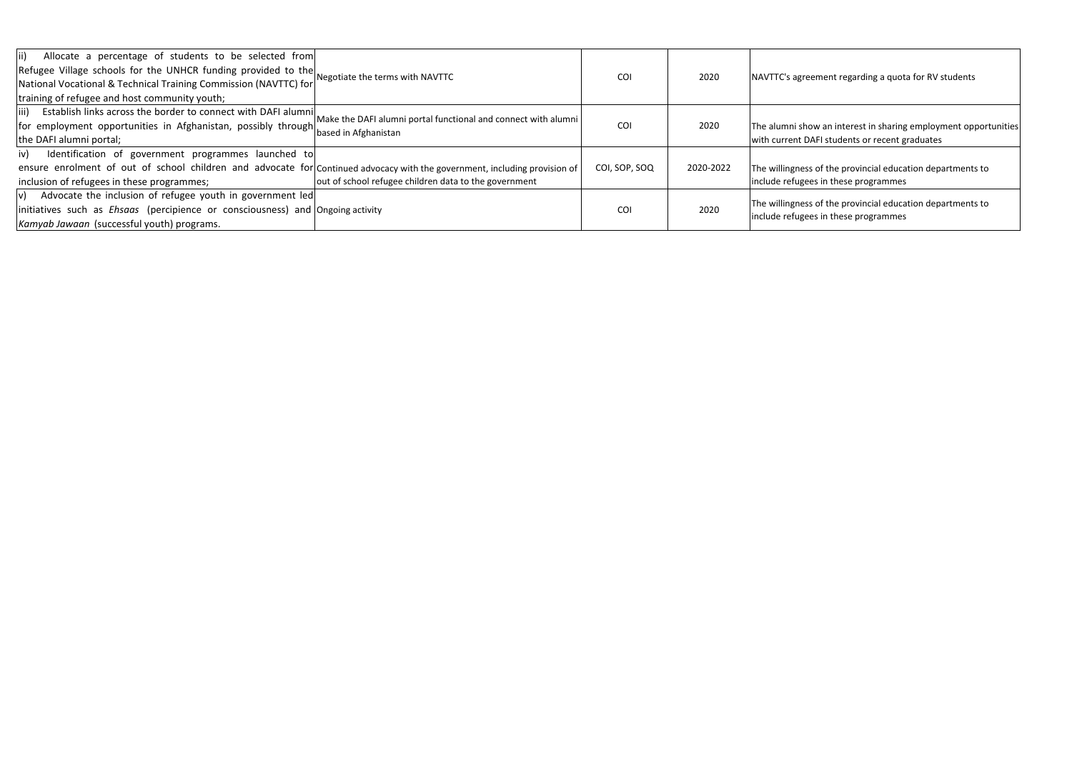| | | | | |
|---|---|---|---|---|
| ii) Allocate a percentage of students to be selected from Refugee Village schools for the UNHCR funding provided to the National Vocational & Technical Training Commission (NAVTTC) for training of refugee and host community youth; | Negotiate the terms with NAVTTC | COI | 2020 | NAVTTC's agreement regarding a quota for RV students |
| iii) Establish links across the border to connect with DAFI alumni for employment opportunities in Afghanistan, possibly through the DAFI alumni portal; | Make the DAFI alumni portal functional and connect with alumni based in Afghanistan | COI | 2020 | The alumni show an interest in sharing employment opportunities with current DAFI students or recent graduates |
| iv) Identification of government programmes launched to ensure enrolment of out of school children and advocate for inclusion of refugees in these programmes; | Continued advocacy with the government, including provision of out of school refugee children data to the government | COI, SOP, SOQ | 2020-2022 | The willingness of the provincial education departments to include refugees in these programmes |
| v) Advocate the inclusion of refugee youth in government led initiatives such as *Ehsaas* (percipience or consciousness) and *Kamyab Jawaan* (successful youth) programs. | Ongoing activity | COI | 2020 | The willingness of the provincial education departments to include refugees in these programmes |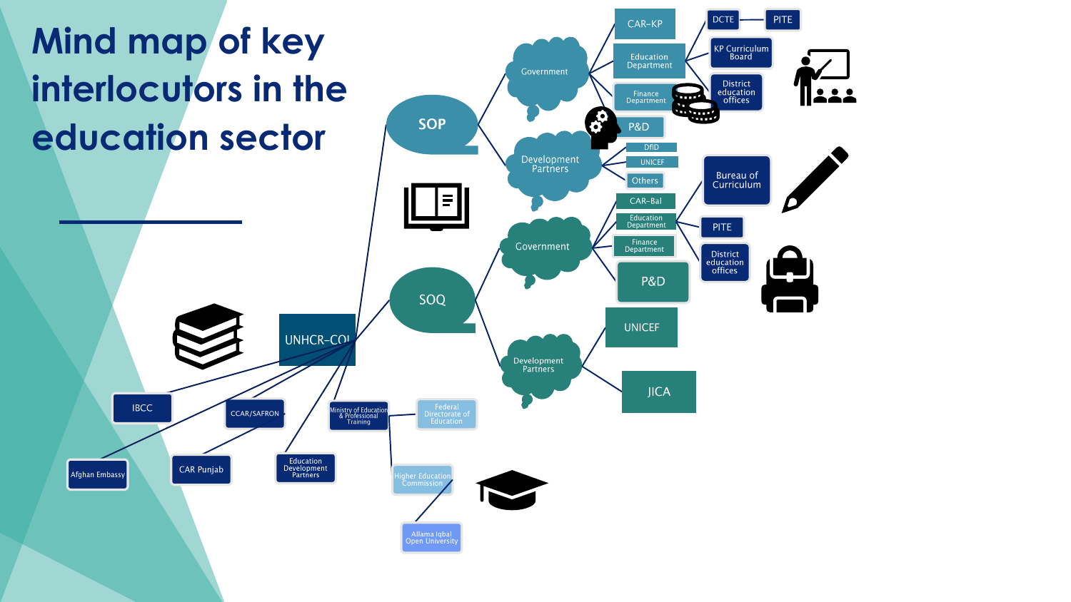# Mind map of key interlocutors in the education sector

UNHCR-CO!

SOP

Government

CAR-KP

Education Department

DCTE

PITE

KP Curriculum Board

District education offices

Finance Department

P&D

Development Partners

DfID

UNICEF

Others

SOQ

Government

CAR-Bal

Education Department

Bureau of Curriculum

PITE

District education offices

Finance Department

P&D

Development Partners

UNICEF

JICA

IBCC

CCAR/SAFRON

Afghan Embassy

CAR Punjab

Education Development Partners

Ministry of Education & Professional Training

Federal Directorate of Education

Higher Education Commission

Allama Iqbal Open University